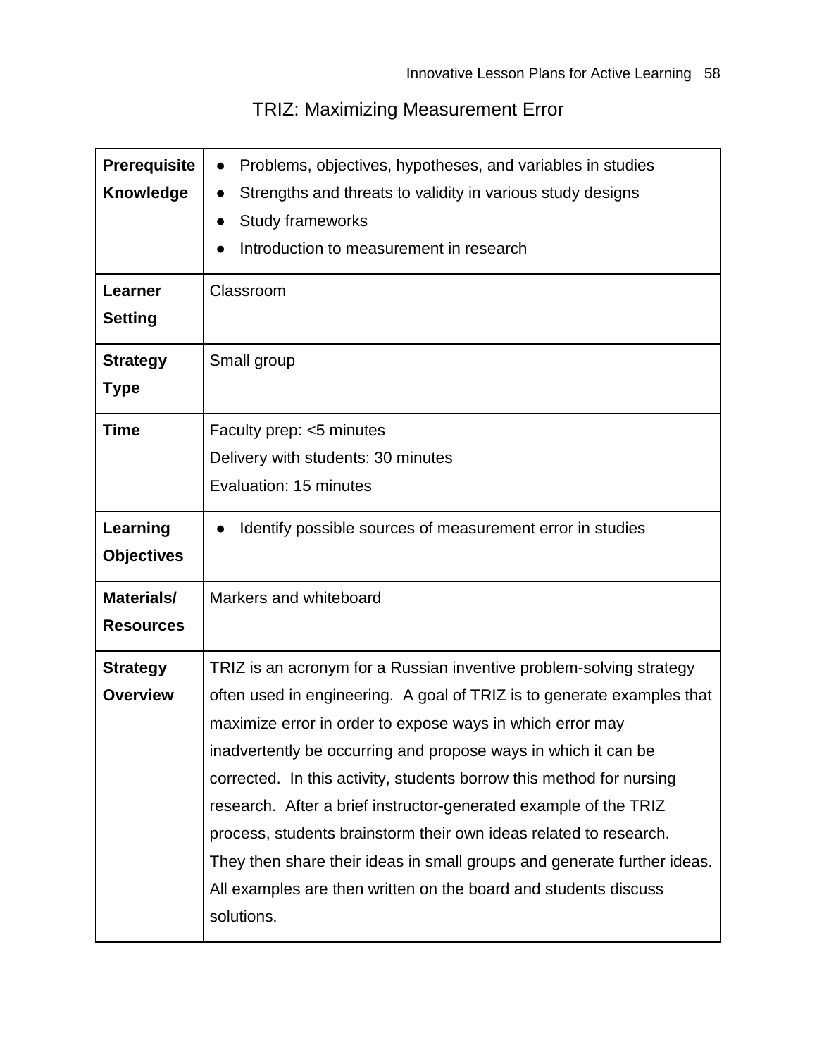# TRIZ: Maximizing Measurement Error

| **Prerequisite Knowledge** | <ul><li>Problems, objectives, hypotheses, and variables in studies</li><li>Strengths and threats to validity in various study designs</li><li>Study frameworks</li><li>Introduction to measurement in research</li></ul> |
|---|---|
| **Learner Setting** | Classroom |
| **Strategy Type** | Small group |
| **Time** | Faculty prep: <5 minutes<br>Delivery with students: 30 minutes<br>Evaluation: 15 minutes |
| **Learning Objectives** | <ul><li>Identify possible sources of measurement error in studies</li></ul> |
| **Materials/ Resources** | Markers and whiteboard |
| **Strategy Overview** | TRIZ is an acronym for a Russian inventive problem-solving strategy often used in engineering. A goal of TRIZ is to generate examples that maximize error in order to expose ways in which error may inadvertently be occurring and propose ways in which it can be corrected. In this activity, students borrow this method for nursing research. After a brief instructor-generated example of the TRIZ process, students brainstorm their own ideas related to research. They then share their ideas in small groups and generate further ideas. All examples are then written on the board and students discuss solutions. |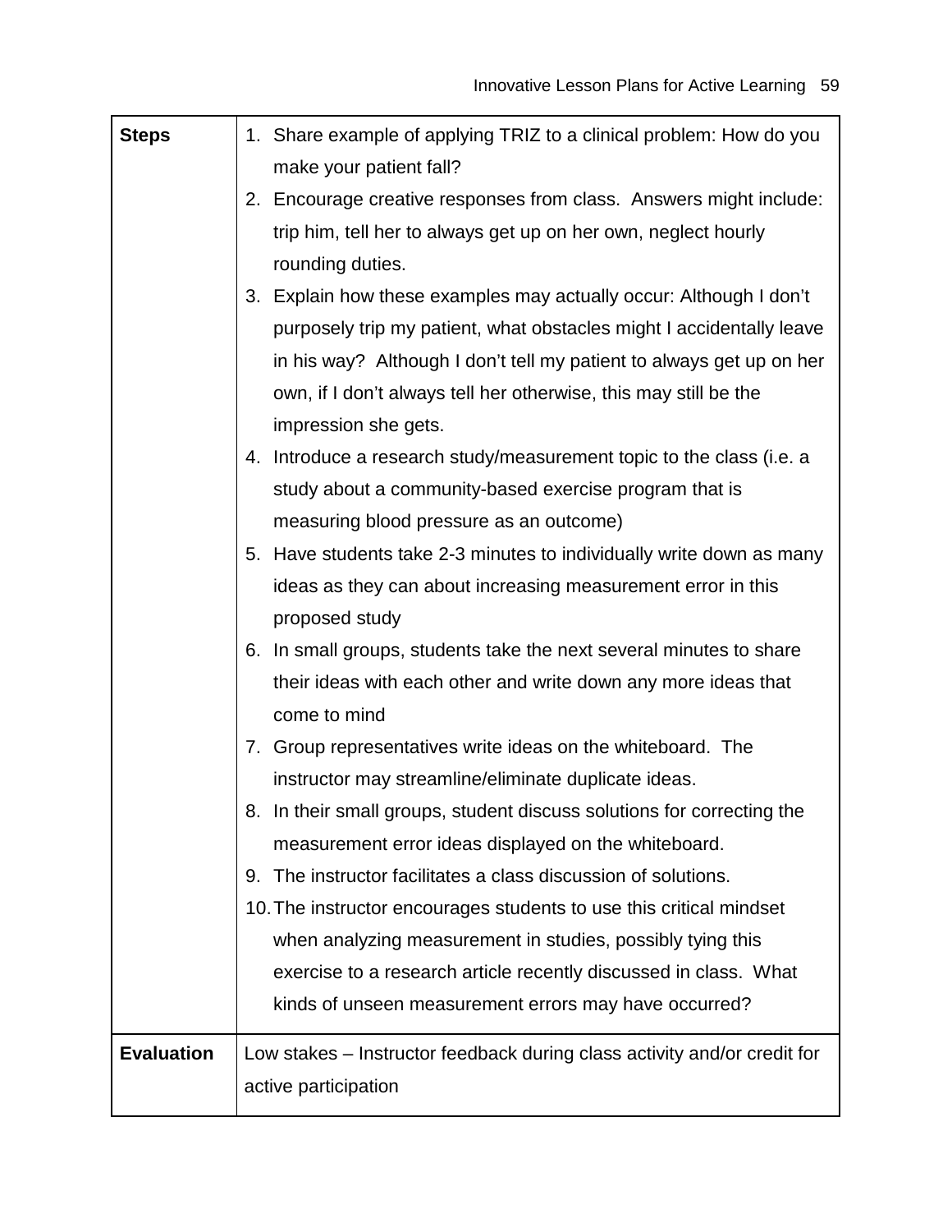| **Steps** | 1. Share example of applying TRIZ to a clinical problem: How do you make your patient fall?<br>2. Encourage creative responses from class. Answers might include: trip him, tell her to always get up on her own, neglect hourly rounding duties.<br>3. Explain how these examples may actually occur: Although I don't purposely trip my patient, what obstacles might I accidentally leave in his way? Although I don't tell my patient to always get up on her own, if I don't always tell her otherwise, this may still be the impression she gets.<br>4. Introduce a research study/measurement topic to the class (i.e. a study about a community-based exercise program that is measuring blood pressure as an outcome)<br>5. Have students take 2-3 minutes to individually write down as many ideas as they can about increasing measurement error in this proposed study<br>6. In small groups, students take the next several minutes to share their ideas with each other and write down any more ideas that come to mind<br>7. Group representatives write ideas on the whiteboard. The instructor may streamline/eliminate duplicate ideas.<br>8. In their small groups, student discuss solutions for correcting the measurement error ideas displayed on the whiteboard.<br>9. The instructor facilitates a class discussion of solutions.<br>10. The instructor encourages students to use this critical mindset when analyzing measurement in studies, possibly tying this exercise to a research article recently discussed in class. What kinds of unseen measurement errors may have occurred? |
|---|---|
| **Evaluation** | Low stakes – Instructor feedback during class activity and/or credit for active participation |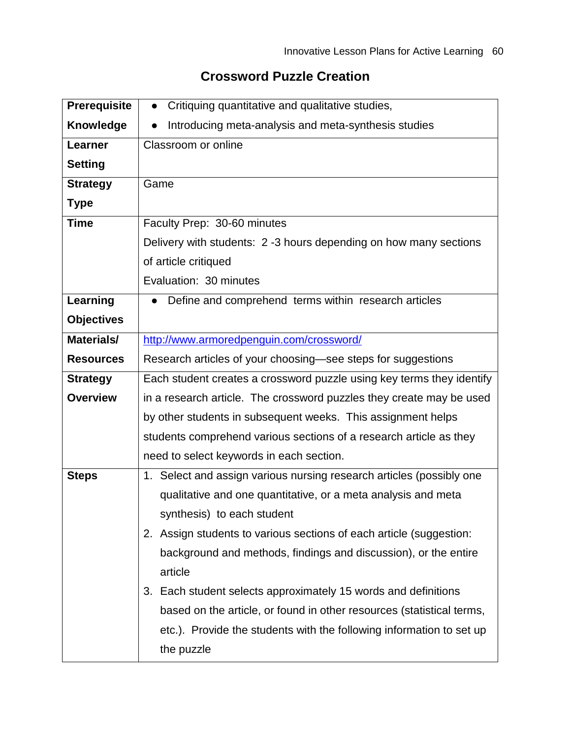## Crossword Puzzle Creation

| | |
|---|---|
| **Prerequisite Knowledge** | • Critiquing quantitative and qualitative studies,<br>• Introducing meta-analysis and meta-synthesis studies |
| **Learner Setting** | Classroom or online |
| **Strategy Type** | Game |
| **Time** | Faculty Prep: 30-60 minutes<br>Delivery with students: 2 -3 hours depending on how many sections of article critiqued<br>Evaluation: 30 minutes |
| **Learning Objectives** | • Define and comprehend terms within research articles |
| **Materials/ Resources** | http://www.armoredpenguin.com/crossword/<br>Research articles of your choosing—see steps for suggestions |
| **Strategy Overview** | Each student creates a crossword puzzle using key terms they identify in a research article. The crossword puzzles they create may be used by other students in subsequent weeks. This assignment helps students comprehend various sections of a research article as they need to select keywords in each section. |
| **Steps** | 1. Select and assign various nursing research articles (possibly one qualitative and one quantitative, or a meta analysis and meta synthesis) to each student<br>2. Assign students to various sections of each article (suggestion: background and methods, findings and discussion), or the entire article<br>3. Each student selects approximately 15 words and definitions based on the article, or found in other resources (statistical terms, etc.). Provide the students with the following information to set up the puzzle |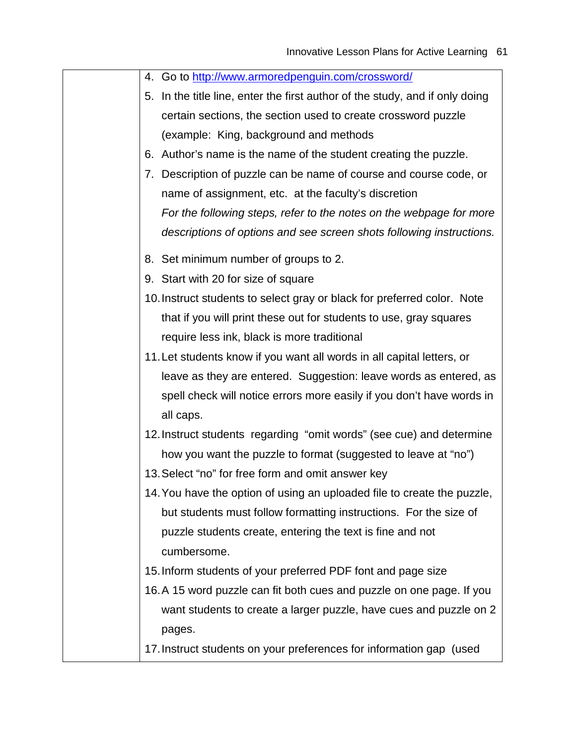| | |
|---|---|
| | 4. Go to [http://www.armoredpenguin.com/crossword/](http://www.armoredpenguin.com/crossword/)<br>5. In the title line, enter the first author of the study, and if only doing certain sections, the section used to create crossword puzzle (example: King, background and methods<br>6. Author's name is the name of the student creating the puzzle.<br>7. Description of puzzle can be name of course and course code, or name of assignment, etc. at the faculty's discretion<br>*For the following steps, refer to the notes on the webpage for more descriptions of options and see screen shots following instructions.*<br>8. Set minimum number of groups to 2.<br>9. Start with 20 for size of square<br>10. Instruct students to select gray or black for preferred color. Note that if you will print these out for students to use, gray squares require less ink, black is more traditional<br>11. Let students know if you want all words in all capital letters, or leave as they are entered. Suggestion: leave words as entered, as spell check will notice errors more easily if you don't have words in all caps.<br>12. Instruct students regarding "omit words" (see cue) and determine how you want the puzzle to format (suggested to leave at "no")<br>13. Select "no" for free form and omit answer key<br>14. You have the option of using an uploaded file to create the puzzle, but students must follow formatting instructions. For the size of puzzle students create, entering the text is fine and not cumbersome.<br>15. Inform students of your preferred PDF font and page size<br>16. A 15 word puzzle can fit both cues and puzzle on one page. If you want students to create a larger puzzle, have cues and puzzle on 2 pages.<br>17. Instruct students on your preferences for information gap (used |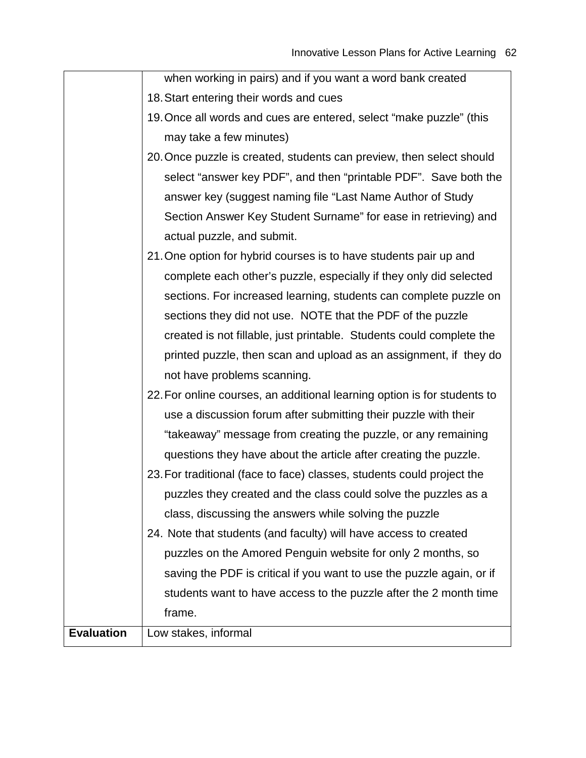| | |
|---|---|
| | when working in pairs) and if you want a word bank created<br>18. Start entering their words and cues<br>19. Once all words and cues are entered, select “make puzzle” (this may take a few minutes)<br>20. Once puzzle is created, students can preview, then select should select “answer key PDF”, and then “printable PDF”. Save both the answer key (suggest naming file “Last Name Author of Study Section Answer Key Student Surname” for ease in retrieving) and actual puzzle, and submit.<br>21. One option for hybrid courses is to have students pair up and complete each other’s puzzle, especially if they only did selected sections. For increased learning, students can complete puzzle on sections they did not use. NOTE that the PDF of the puzzle created is not fillable, just printable. Students could complete the printed puzzle, then scan and upload as an assignment, if they do not have problems scanning.<br>22. For online courses, an additional learning option is for students to use a discussion forum after submitting their puzzle with their “takeaway” message from creating the puzzle, or any remaining questions they have about the article after creating the puzzle.<br>23. For traditional (face to face) classes, students could project the puzzles they created and the class could solve the puzzles as a class, discussing the answers while solving the puzzle<br>24. Note that students (and faculty) will have access to created puzzles on the Amored Penguin website for only 2 months, so saving the PDF is critical if you want to use the puzzle again, or if students want to have access to the puzzle after the 2 month time frame. |
| **Evaluation** | Low stakes, informal |